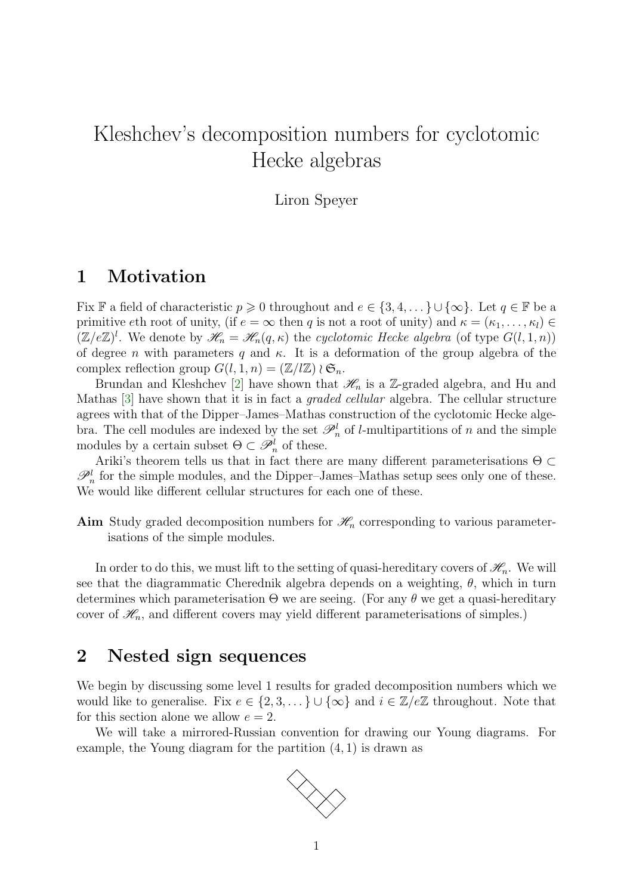# Kleshchev's decomposition numbers for cyclotomic Hecke algebras

Liron Speyer

## 1 Motivation

Fix $\mathbb{F}$ a field of characteristic $p \geqslant 0$ throughout and $e \in \{3, 4, \dots\} \cup \{\infty\}$. Let $q \in \mathbb{F}$ be a primitive $e$th root of unity, (if $e = \infty$ then $q$ is not a root of unity) and $\kappa = (\kappa_1, \dots, \kappa_l) \in (\mathbb{Z}/e\mathbb{Z})^l$. We denote by $\mathscr{H}_n = \mathscr{H}_n(q, \kappa)$ the *cyclotomic Hecke algebra* (of type $G(l, 1, n)$) of degree $n$ with parameters $q$ and $\kappa$. It is a deformation of the group algebra of the complex reflection group $G(l, 1, n) = (\mathbb{Z}/l\mathbb{Z}) \wr \mathfrak{S}_n$.

Brundan and Kleshchev [2] have shown that $\mathscr{H}_n$ is a $\mathbb{Z}$-graded algebra, and Hu and Mathas [3] have shown that it is in fact a *graded cellular* algebra. The cellular structure agrees with that of the Dipper–James–Mathas construction of the cyclotomic Hecke algebra. The cell modules are indexed by the set $\mathscr{P}_n^l$ of $l$-multipartitions of $n$ and the simple modules by a certain subset $\Theta \subset \mathscr{P}_n^l$ of these.

Ariki's theorem tells us that in fact there are many different parameterisations $\Theta \subset \mathscr{P}_n^l$ for the simple modules, and the Dipper–James–Mathas setup sees only one of these. We would like different cellular structures for each one of these.

**Aim** Study graded decomposition numbers for $\mathscr{H}_n$ corresponding to various parameterisations of the simple modules.

In order to do this, we must lift to the setting of quasi-hereditary covers of $\mathscr{H}_n$. We will see that the diagrammatic Cherednik algebra depends on a weighting, $\theta$, which in turn determines which parameterisation $\Theta$ we are seeing. (For any $\theta$ we get a quasi-hereditary cover of $\mathscr{H}_n$, and different covers may yield different parameterisations of simples.)

## 2 Nested sign sequences

We begin by discussing some level 1 results for graded decomposition numbers which we would like to generalise. Fix $e \in \{2, 3, \dots\} \cup \{\infty\}$ and $i \in \mathbb{Z}/e\mathbb{Z}$ throughout. Note that for this section alone we allow $e = 2$.

We will take a mirrored-Russian convention for drawing our Young diagrams. For example, the Young diagram for the partition $(4, 1)$ is drawn as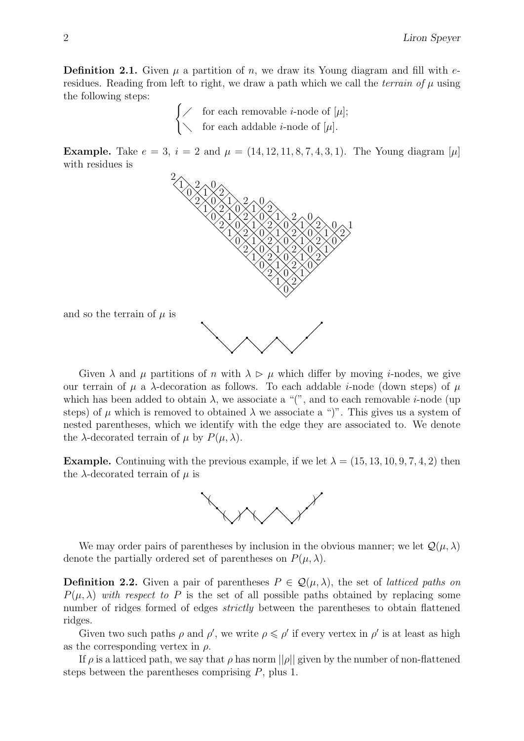**Definition 2.1.** Given $\mu$ a partition of $n$, we draw its Young diagram and fill with $e$-residues. Reading from left to right, we draw a path which we call the *terrain of* $\mu$ using the following steps:

$$\begin{cases} \diagup & \text{for each removable } i\text{-node of } [\mu]; \\ \diagdown & \text{for each addable } i\text{-node of } [\mu]. \end{cases}$$

**Example.** Take $e = 3$, $i = 2$ and $\mu = (14, 12, 11, 8, 7, 4, 3, 1)$. The Young diagram $[\mu]$ with residues is

and so the terrain of $\mu$ is

Given $\lambda$ and $\mu$ partitions of $n$ with $\lambda \rhd \mu$ which differ by moving $i$-nodes, we give our terrain of $\mu$ a $\lambda$-decoration as follows. To each addable $i$-node (down steps) of $\mu$ which has been added to obtain $\lambda$, we associate a "(", and to each removable $i$-node (up steps) of $\mu$ which is removed to obtained $\lambda$ we associate a ")". This gives us a system of nested parentheses, which we identify with the edge they are associated to. We denote the $\lambda$-decorated terrain of $\mu$ by $P(\mu, \lambda)$.

**Example.** Continuing with the previous example, if we let $\lambda = (15, 13, 10, 9, 7, 4, 2)$ then the $\lambda$-decorated terrain of $\mu$ is

We may order pairs of parentheses by inclusion in the obvious manner; we let $\mathcal{Q}(\mu, \lambda)$ denote the partially ordered set of parentheses on $P(\mu, \lambda)$.

**Definition 2.2.** Given a pair of parentheses $P \in \mathcal{Q}(\mu, \lambda)$, the set of *latticed paths on* $P(\mu, \lambda)$ *with respect to* $P$ is the set of all possible paths obtained by replacing some number of ridges formed of edges *strictly* between the parentheses to obtain flattened ridges.

Given two such paths $\rho$ and $\rho'$, we write $\rho \leqslant \rho'$ if every vertex in $\rho'$ is at least as high as the corresponding vertex in $\rho$.

If $\rho$ is a latticed path, we say that $\rho$ has norm $||\rho||$ given by the number of non-flattened steps between the parentheses comprising $P$, plus 1.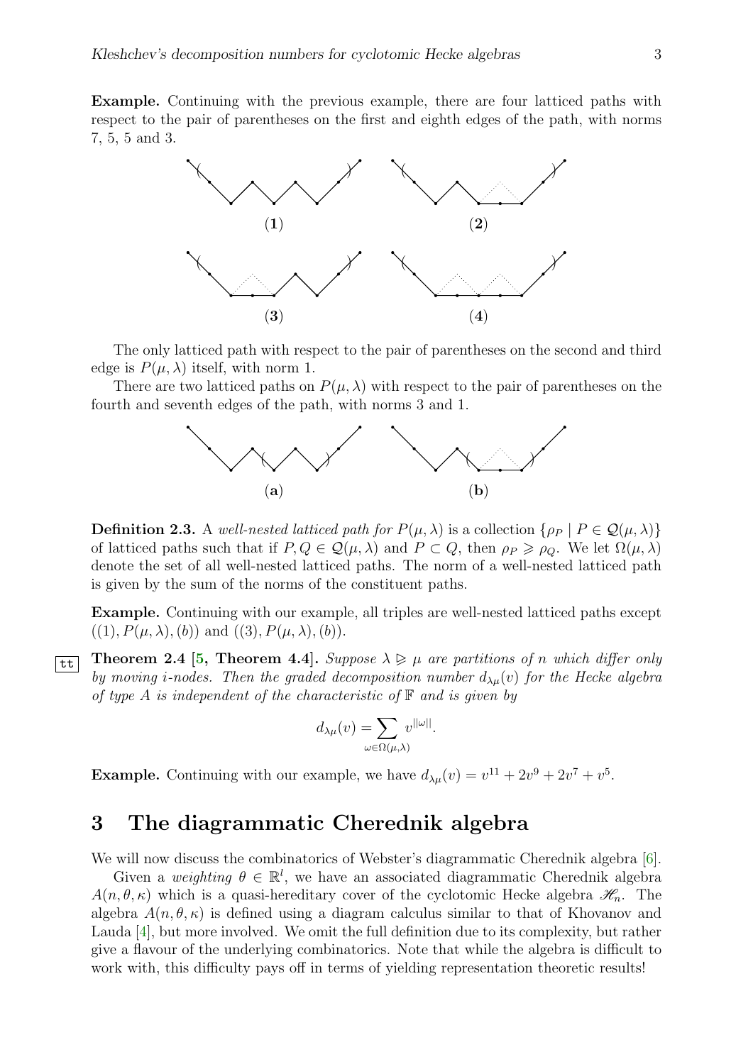**Example.** Continuing with the previous example, there are four latticed paths with respect to the pair of parentheses on the first and eighth edges of the path, with norms 7, 5, 5 and 3.

**(1)** **(2)**

**(3)** **(4)**

The only latticed path with respect to the pair of parentheses on the second and third edge is $P(\mu, \lambda)$ itself, with norm 1.

There are two latticed paths on $P(\mu, \lambda)$ with respect to the pair of parentheses on the fourth and seventh edges of the path, with norms 3 and 1.

**(a)** **(b)**

**Definition 2.3.** A *well-nested latticed path for* $P(\mu, \lambda)$ is a collection $\{\rho_P \mid P \in \mathcal{Q}(\mu, \lambda)\}$ of latticed paths such that if $P, Q \in \mathcal{Q}(\mu, \lambda)$ and $P \subset Q$, then $\rho_P \geqslant \rho_Q$. We let $\Omega(\mu, \lambda)$ denote the set of all well-nested latticed paths. The norm of a well-nested latticed path is given by the sum of the norms of the constituent paths.

**Example.** Continuing with our example, all triples are well-nested latticed paths except $((1), P(\mu, \lambda), (b))$ and $((3), P(\mu, \lambda), (b))$.

**Theorem 2.4 [5, Theorem 4.4].** *Suppose $\lambda \trianglerighteq \mu$ are partitions of $n$ which differ only by moving $i$-nodes. Then the graded decomposition number $d_{\lambda\mu}(v)$ for the Hecke algebra of type A is independent of the characteristic of $\mathbb{F}$ and is given by*

$$d_{\lambda\mu}(v) = \sum_{\omega \in \Omega(\mu,\lambda)} v^{||\omega||}.$$

**Example.** Continuing with our example, we have $d_{\lambda\mu}(v) = v^{11} + 2v^9 + 2v^7 + v^5$.

# 3 The diagrammatic Cherednik algebra

We will now discuss the combinatorics of Webster's diagrammatic Cherednik algebra [6].

Given a *weighting* $\theta \in \mathbb{R}^l$, we have an associated diagrammatic Cherednik algebra $A(n, \theta, \kappa)$ which is a quasi-hereditary cover of the cyclotomic Hecke algebra $\mathscr{H}_n$. The algebra $A(n, \theta, \kappa)$ is defined using a diagram calculus similar to that of Khovanov and Lauda [4], but more involved. We omit the full definition due to its complexity, but rather give a flavour of the underlying combinatorics. Note that while the algebra is difficult to work with, this difficulty pays off in terms of yielding representation theoretic results!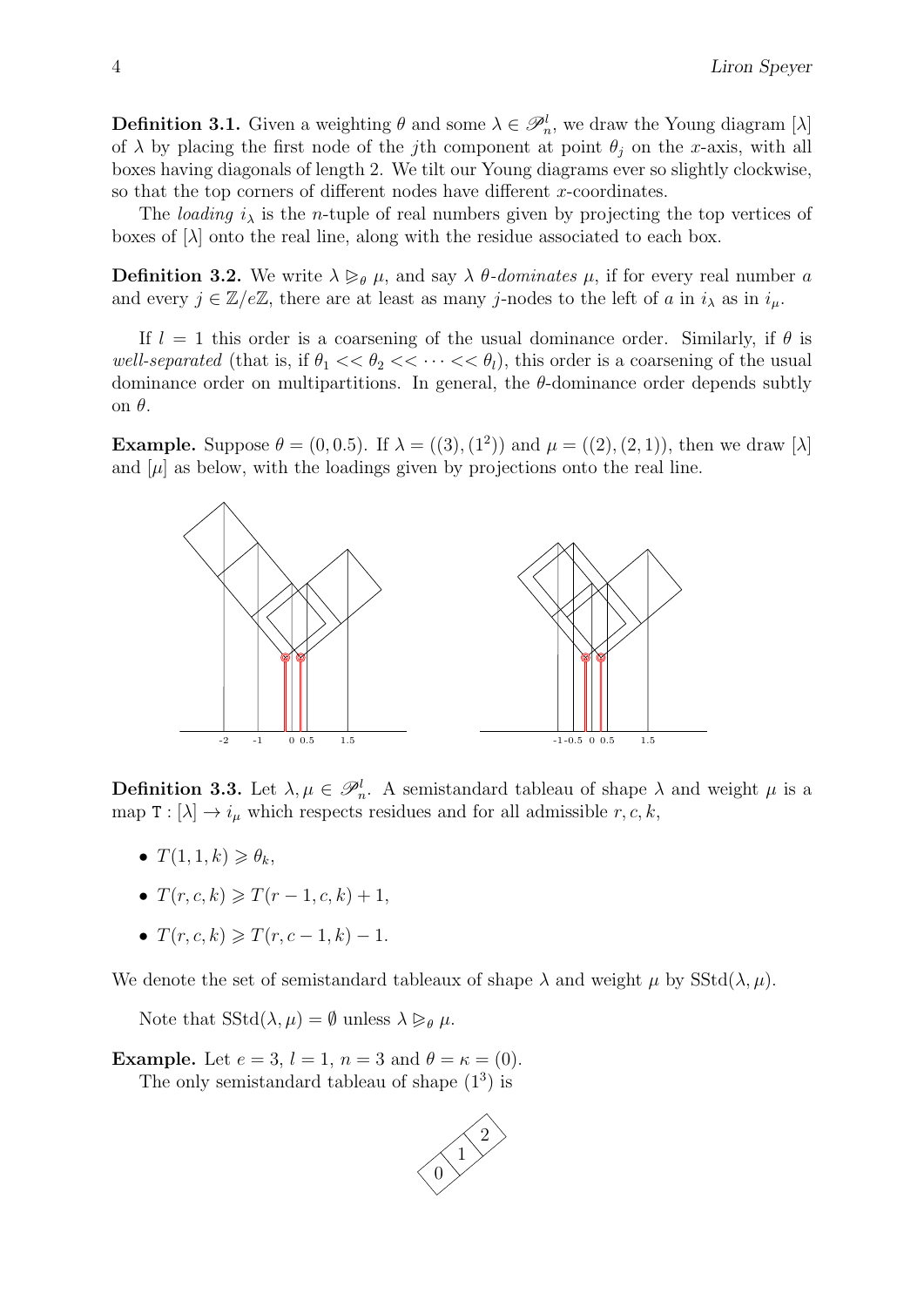**Definition 3.1.** Given a weighting $\theta$ and some $\lambda \in \mathscr{P}^l_n$, we draw the Young diagram $[\lambda]$ of $\lambda$ by placing the first node of the $j$th component at point $\theta_j$ on the $x$-axis, with all boxes having diagonals of length 2. We tilt our Young diagrams ever so slightly clockwise, so that the top corners of different nodes have different $x$-coordinates.

The *loading* $i_\lambda$ is the $n$-tuple of real numbers given by projecting the top vertices of boxes of $[\lambda]$ onto the real line, along with the residue associated to each box.

**Definition 3.2.** We write $\lambda \trianglerighteq_\theta \mu$, and say $\lambda$ $\theta$*-dominates* $\mu$, if for every real number $a$ and every $j \in \mathbb{Z}/e\mathbb{Z}$, there are at least as many $j$-nodes to the left of $a$ in $i_\lambda$ as in $i_\mu$.

If $l = 1$ this order is a coarsening of the usual dominance order. Similarly, if $\theta$ is *well-separated* (that is, if $\theta_1 << \theta_2 << \cdots << \theta_l$), this order is a coarsening of the usual dominance order on multipartitions. In general, the $\theta$-dominance order depends subtly on $\theta$.

**Example.** Suppose $\theta = (0, 0.5)$. If $\lambda = ((3), (1^2))$ and $\mu = ((2), (2, 1))$, then we draw $[\lambda]$ and $[\mu]$ as below, with the loadings given by projections onto the real line.

**Definition 3.3.** Let $\lambda, \mu \in \mathscr{P}^l_n$. A semistandard tableau of shape $\lambda$ and weight $\mu$ is a map $\mathtt{T} : [\lambda] \to i_\mu$ which respects residues and for all admissible $r, c, k$,

- $T(1, 1, k) \geqslant \theta_k$,
- $T(r, c, k) \geqslant T(r - 1, c, k) + 1$,
- $T(r, c, k) \geqslant T(r, c - 1, k) - 1$.

We denote the set of semistandard tableaux of shape $\lambda$ and weight $\mu$ by $\mathrm{SStd}(\lambda, \mu)$.

Note that $\mathrm{SStd}(\lambda, \mu) = \emptyset$ unless $\lambda \trianglerighteq_\theta \mu$.

**Example.** Let $e = 3$, $l = 1$, $n = 3$ and $\theta = \kappa = (0)$.

The only semistandard tableau of shape $(1^3)$ is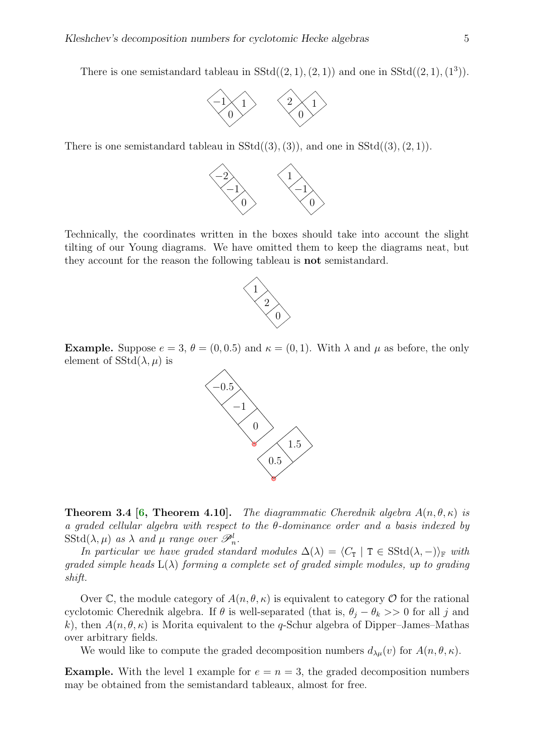There is one semistandard tableau in $\mathrm{SStd}((2,1),(2,1))$ and one in $\mathrm{SStd}((2,1),(1^3))$.

There is one semistandard tableau in $\mathrm{SStd}((3),(3))$, and one in $\mathrm{SStd}((3),(2,1))$.

Technically, the coordinates written in the boxes should take into account the slight tilting of our Young diagrams. We have omitted them to keep the diagrams neat, but they account for the reason the following tableau is **not** semistandard.

**Example.** Suppose $e = 3$, $\theta = (0, 0.5)$ and $\kappa = (0, 1)$. With $\lambda$ and $\mu$ as before, the only element of $\mathrm{SStd}(\lambda, \mu)$ is

**Theorem 3.4 [6, Theorem 4.10].** *The diagrammatic Cherednik algebra $A(n, \theta, \kappa)$ is a graded cellular algebra with respect to the $\theta$-dominance order and a basis indexed by $\mathrm{SStd}(\lambda, \mu)$ as $\lambda$ and $\mu$ range over $\mathscr{P}^l_n$.*

*In particular we have graded standard modules $\Delta(\lambda) = \langle C_{\mathtt{T}} \mid \mathtt{T} \in \mathrm{SStd}(\lambda, -)\rangle_{\mathbb{F}}$ with graded simple heads $\mathrm{L}(\lambda)$ forming a complete set of graded simple modules, up to grading shift.*

Over $\mathbb{C}$, the module category of $A(n, \theta, \kappa)$ is equivalent to category $\mathcal{O}$ for the rational cyclotomic Cherednik algebra. If $\theta$ is well-separated (that is, $\theta_j - \theta_k >> 0$ for all $j$ and $k$), then $A(n, \theta, \kappa)$ is Morita equivalent to the $q$-Schur algebra of Dipper–James–Mathas over arbitrary fields.

We would like to compute the graded decomposition numbers $d_{\lambda\mu}(v)$ for $A(n, \theta, \kappa)$.

**Example.** With the level 1 example for $e = n = 3$, the graded decomposition numbers may be obtained from the semistandard tableaux, almost for free.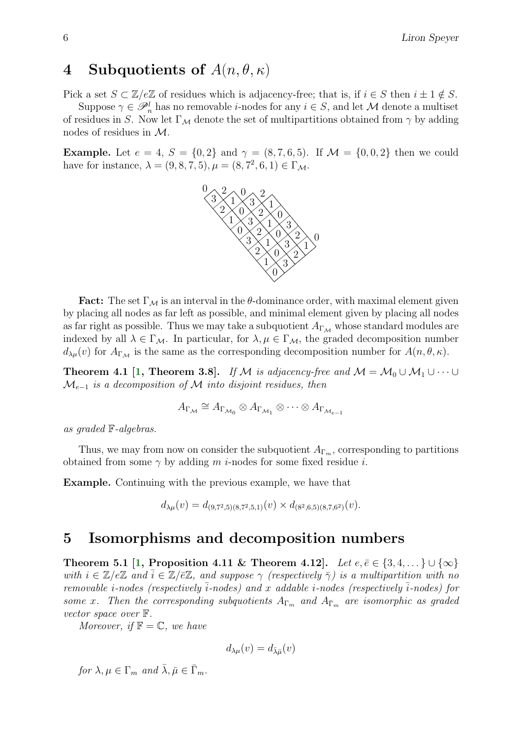# 4 Subquotients of $A(n, \theta, \kappa)$

Pick a set $S \subset \mathbb{Z}/e\mathbb{Z}$ of residues which is adjacency-free; that is, if $i \in S$ then $i \pm 1 \notin S$.

Suppose $\gamma \in \mathscr{P}_n^l$ has no removable $i$-nodes for any $i \in S$, and let $\mathcal{M}$ denote a multiset of residues in $S$. Now let $\Gamma_{\mathcal{M}}$ denote the set of multipartitions obtained from $\gamma$ by adding nodes of residues in $\mathcal{M}$.

**Example.** Let $e = 4$, $S = \{0, 2\}$ and $\gamma = (8, 7, 6, 5)$. If $\mathcal{M} = \{0, 0, 2\}$ then we could have for instance, $\lambda = (9, 8, 7, 5), \mu = (8, 7^2, 6, 1) \in \Gamma_{\mathcal{M}}$.

**Fact:** The set $\Gamma_{\mathcal{M}}$ is an interval in the $\theta$-dominance order, with maximal element given by placing all nodes as far left as possible, and minimal element given by placing all nodes as far right as possible. Thus we may take a subquotient $A_{\Gamma_{\mathcal{M}}}$ whose standard modules are indexed by all $\lambda \in \Gamma_{\mathcal{M}}$. In particular, for $\lambda, \mu \in \Gamma_{\mathcal{M}}$, the graded decomposition number $d_{\lambda\mu}(v)$ for $A_{\Gamma_{\mathcal{M}}}$ is the same as the corresponding decomposition number for $A(n, \theta, \kappa)$.

**Theorem 4.1** [1, Theorem 3.8]**.** *If $\mathcal{M}$ is adjacency-free and $\mathcal{M} = \mathcal{M}_0 \cup \mathcal{M}_1 \cup \cdots \cup \mathcal{M}_{e-1}$ is a decomposition of $\mathcal{M}$ into disjoint residues, then*

$$A_{\Gamma_{\mathcal{M}}} \cong A_{\Gamma_{\mathcal{M}_0}} \otimes A_{\Gamma_{\mathcal{M}_1}} \otimes \cdots \otimes A_{\Gamma_{\mathcal{M}_{e-1}}}$$

*as graded $\mathbb{F}$-algebras.*

Thus, we may from now on consider the subquotient $A_{\Gamma_m}$, corresponding to partitions obtained from some $\gamma$ by adding $m$ $i$-nodes for some fixed residue $i$.

**Example.** Continuing with the previous example, we have that

$$d_{\lambda\mu}(v) = d_{(9,7^2,5)(8,7^2,5,1)}(v) \times d_{(8^2,6,5)(8,7,6^2)}(v).$$

# 5 Isomorphisms and decomposition numbers

**Theorem 5.1** [1, Proposition 4.11 & Theorem 4.12]**.** *Let $e, \bar{e} \in \{3, 4, \dots\} \cup \{\infty\}$ with $i \in \mathbb{Z}/e\mathbb{Z}$ and $\bar{i} \in \mathbb{Z}/\bar{e}\mathbb{Z}$, and suppose $\gamma$ (respectively $\bar{\gamma}$) is a multipartition with no removable $i$-nodes (respectively $\bar{i}$-nodes) and $x$ addable $i$-nodes (respectively $\bar{i}$-nodes) for some $x$. Then the corresponding subquotients $A_{\Gamma_m}$ and $A_{\bar{\Gamma}_m}$ are isomorphic as graded vector space over $\mathbb{F}$.*

*Moreover, if $\mathbb{F} = \mathbb{C}$, we have*

$$d_{\lambda\mu}(v) = d_{\bar{\lambda}\bar{\mu}}(v)$$

*for $\lambda, \mu \in \Gamma_m$ and $\bar{\lambda}, \bar{\mu} \in \bar{\Gamma}_m$.*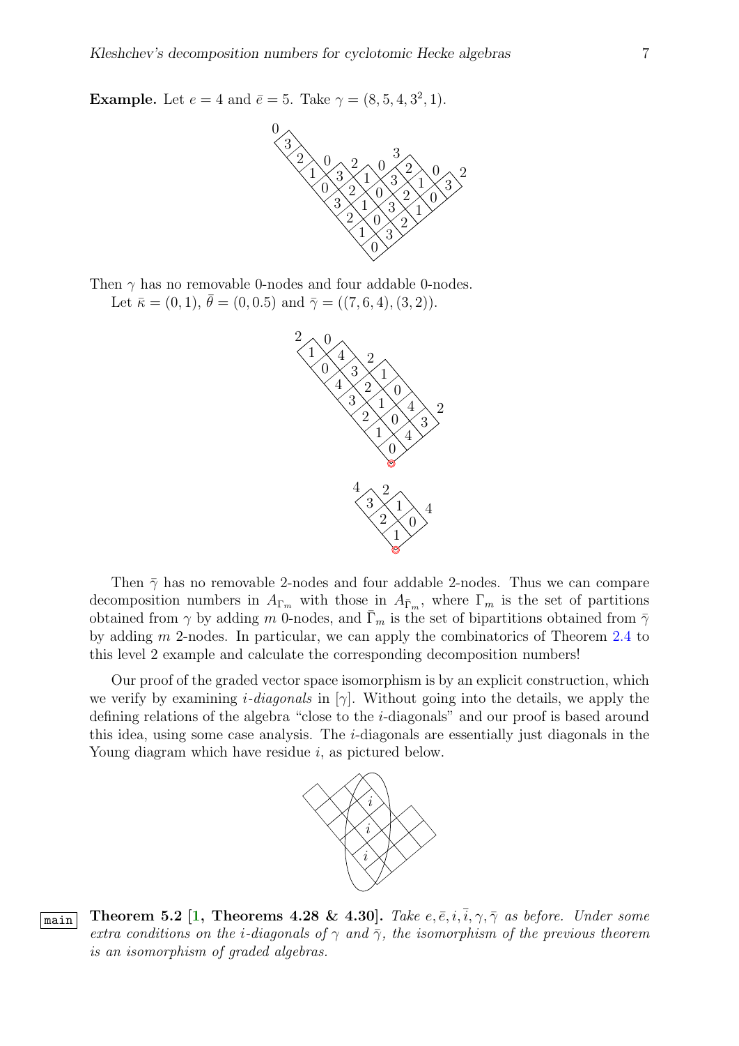**Example.** Let $e = 4$ and $\bar{e} = 5$. Take $\gamma = (8, 5, 4, 3^2, 1)$.

Then $\gamma$ has no removable 0-nodes and four addable 0-nodes.

Let $\bar{\kappa} = (0, 1)$, $\bar{\theta} = (0, 0.5)$ and $\bar{\gamma} = ((7, 6, 4), (3, 2))$.

Then $\bar{\gamma}$ has no removable 2-nodes and four addable 2-nodes. Thus we can compare decomposition numbers in $A_{\Gamma_m}$ with those in $A_{\bar{\Gamma}_m}$, where $\Gamma_m$ is the set of partitions obtained from $\gamma$ by adding $m$ 0-nodes, and $\bar{\Gamma}_m$ is the set of bipartitions obtained from $\bar{\gamma}$ by adding $m$ 2-nodes. In particular, we can apply the combinatorics of Theorem 2.4 to this level 2 example and calculate the corresponding decomposition numbers!

Our proof of the graded vector space isomorphism is by an explicit construction, which we verify by examining *i-diagonals* in $[\gamma]$. Without going into the details, we apply the defining relations of the algebra "close to the $i$-diagonals" and our proof is based around this idea, using some case analysis. The $i$-diagonals are essentially just diagonals in the Young diagram which have residue $i$, as pictured below.

**Theorem 5.2** [1, **Theorems 4.28 & 4.30**]. *Take $e, \bar{e}, i, \bar{i}, \gamma, \bar{\gamma}$ as before. Under some extra conditions on the $i$-diagonals of $\gamma$ and $\bar{\gamma}$, the isomorphism of the previous theorem is an isomorphism of graded algebras.*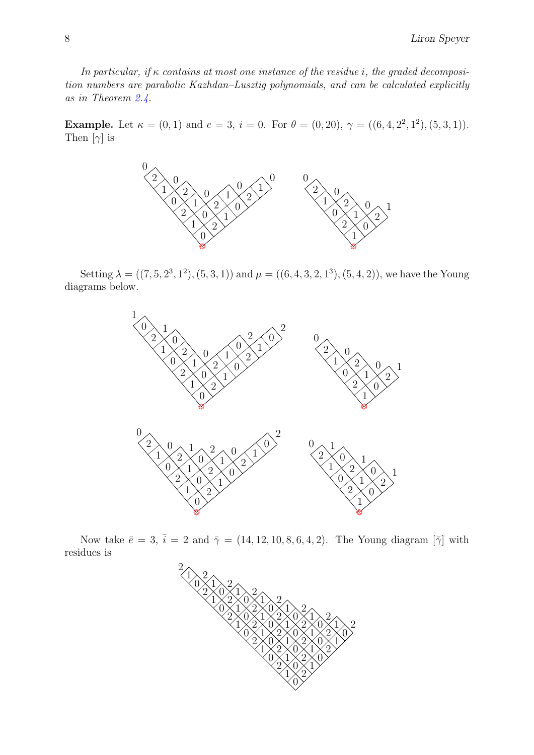*In particular, if $\kappa$ contains at most one instance of the residue $i$, the graded decomposition numbers are parabolic Kazhdan–Lusztig polynomials, and can be calculated explicitly as in Theorem 2.4.*

**Example.** Let $\kappa = (0,1)$ and $e = 3$, $i = 0$. For $\theta = (0, 20)$, $\gamma = ((6,4,2^2,1^2),(5,3,1))$. Then $[\gamma]$ is

Setting $\lambda = ((7,5,2^3,1^2),(5,3,1))$ and $\mu = ((6,4,3,2,1^3),(5,4,2))$, we have the Young diagrams below.

Now take $\bar{e} = 3$, $\bar{i} = 2$ and $\bar{\gamma} = (14,12,10,8,6,4,2)$. The Young diagram $[\bar{\gamma}]$ with residues is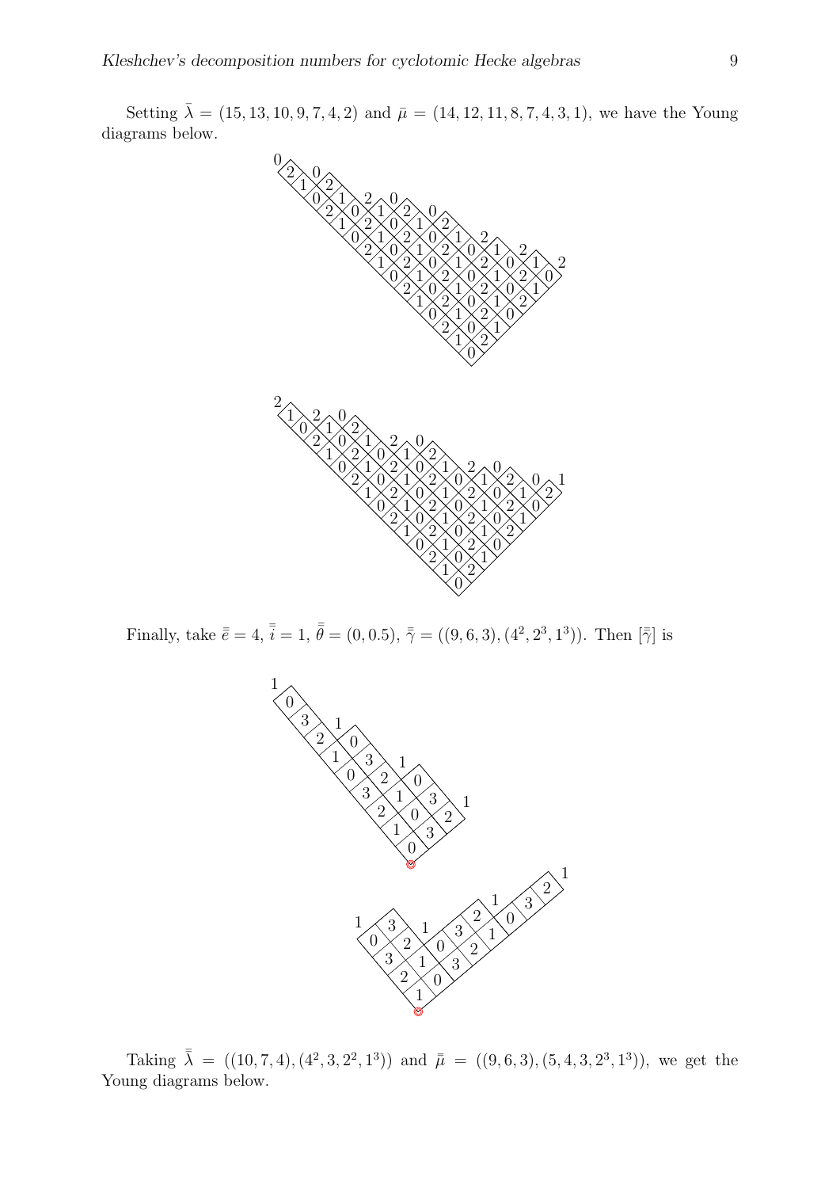Setting $\bar{\lambda} = (15, 13, 10, 9, 7, 4, 2)$ and $\bar{\mu} = (14, 12, 11, 8, 7, 4, 3, 1)$, we have the Young diagrams below.

Finally, take $\bar{\bar{e}} = 4$, $\bar{\bar{i}} = 1$, $\bar{\bar{\theta}} = (0, 0.5)$, $\bar{\bar{\gamma}} = ((9, 6, 3), (4^2, 2^3, 1^3))$. Then $[\bar{\bar{\gamma}}]$ is

Taking $\bar{\bar{\lambda}} = ((10, 7, 4), (4^2, 3, 2^2, 1^3))$ and $\bar{\mu} = ((9, 6, 3), (5, 4, 3, 2^3, 1^3))$, we get the Young diagrams below.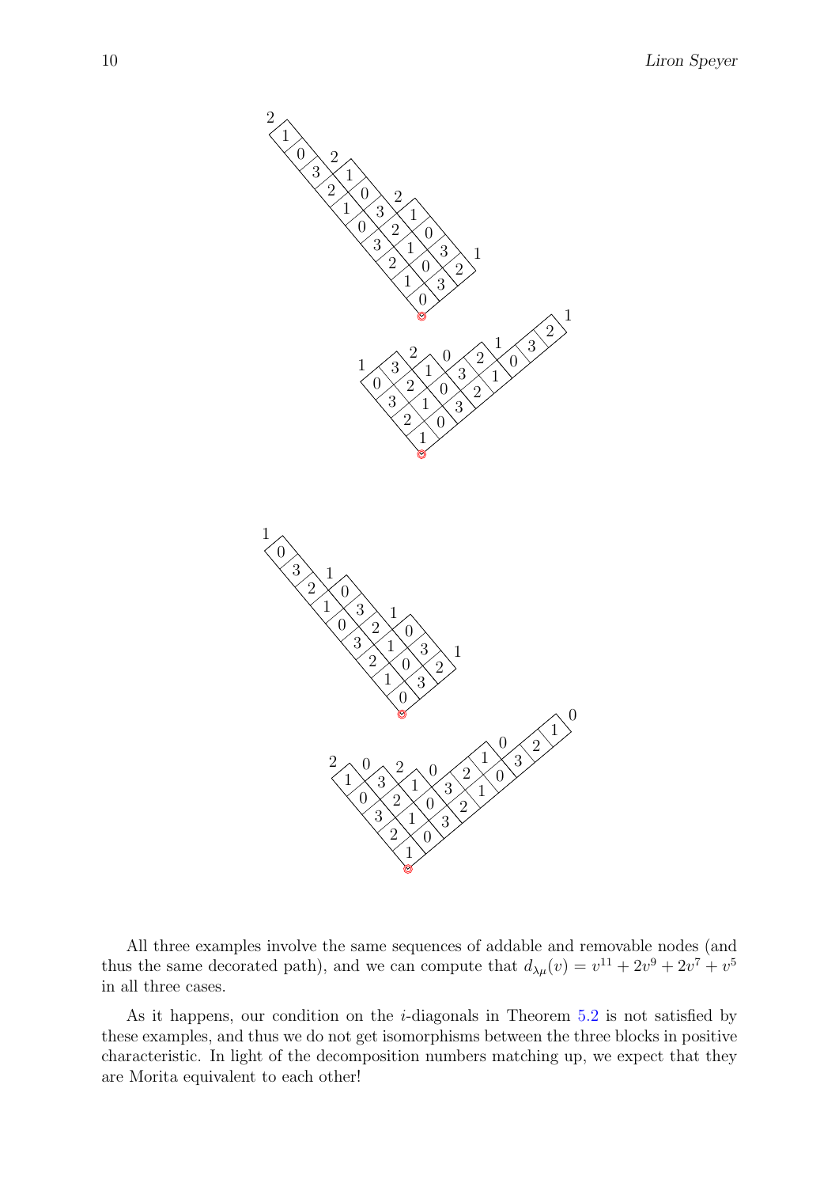All three examples involve the same sequences of addable and removable nodes (and thus the same decorated path), and we can compute that $d_{\lambda\mu}(v) = v^{11} + 2v^9 + 2v^7 + v^5$ in all three cases.

As it happens, our condition on the $i$-diagonals in Theorem 5.2 is not satisfied by these examples, and thus we do not get isomorphisms between the three blocks in positive characteristic. In light of the decomposition numbers matching up, we expect that they are Morita equivalent to each other!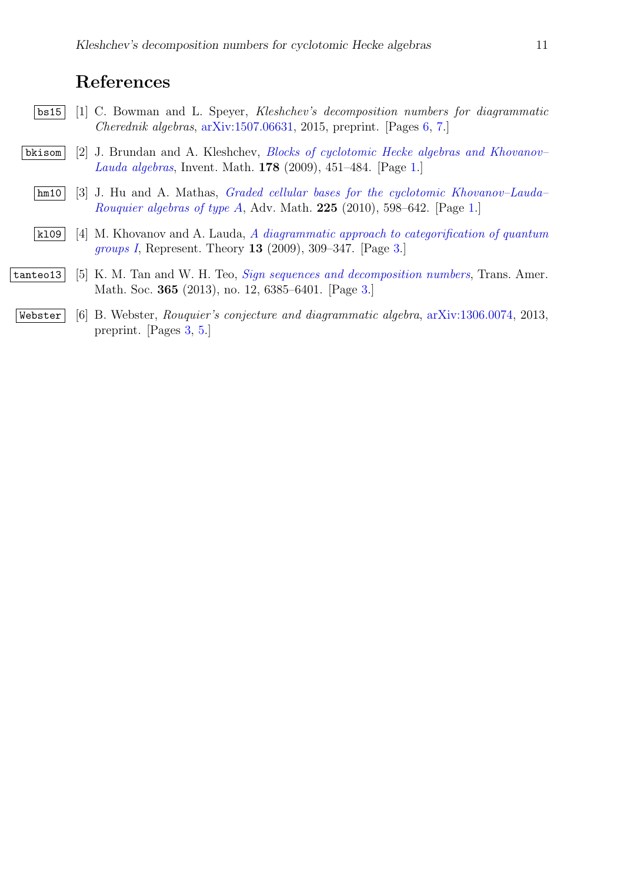## References

bs15 [1] C. Bowman and L. Speyer, *Kleshchev's decomposition numbers for diagrammatic Cherednik algebras*, arXiv:1507.06631, 2015, preprint. [Pages 6, 7.]

bkisom [2] J. Brundan and A. Kleshchev, *Blocks of cyclotomic Hecke algebras and Khovanov–Lauda algebras*, Invent. Math. **178** (2009), 451–484. [Page 1.]

hm10 [3] J. Hu and A. Mathas, *Graded cellular bases for the cyclotomic Khovanov–Lauda–Rouquier algebras of type A*, Adv. Math. **225** (2010), 598–642. [Page 1.]

kl09 [4] M. Khovanov and A. Lauda, *A diagrammatic approach to categorification of quantum groups I*, Represent. Theory **13** (2009), 309–347. [Page 3.]

tanteo13 [5] K. M. Tan and W. H. Teo, *Sign sequences and decomposition numbers*, Trans. Amer. Math. Soc. **365** (2013), no. 12, 6385–6401. [Page 3.]

Webster [6] B. Webster, *Rouquier's conjecture and diagrammatic algebra*, arXiv:1306.0074, 2013, preprint. [Pages 3, 5.]